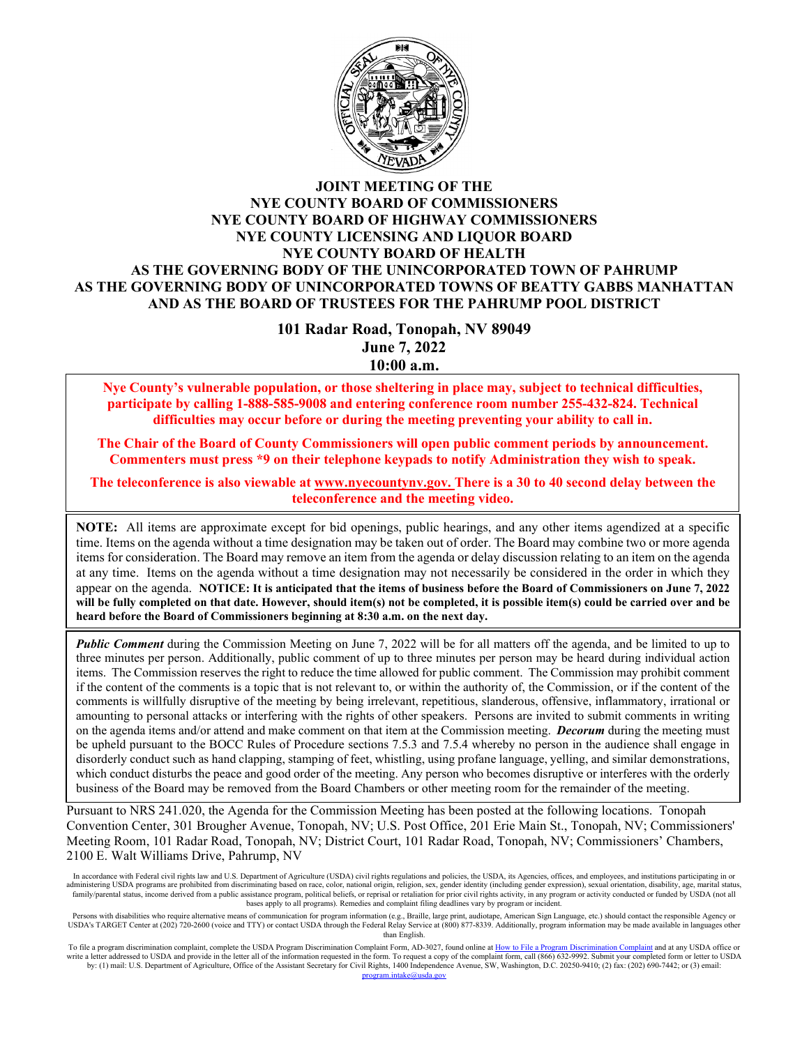# JOINT MEETING OF THE
# NYE COUNTY BOARD OF COMMISSIONERS
# NYE COUNTY BOARD OF HIGHWAY COMMISSIONERS
# NYE COUNTY LICENSING AND LIQUOR BOARD
# NYE COUNTY BOARD OF HEALTH
# AS THE GOVERNING BODY OF THE UNINCORPORATED TOWN OF PAHRUMP
# AS THE GOVERNING BODY OF UNINCORPORATED TOWNS OF BEATTY GABBS MANHATTAN
# AND AS THE BOARD OF TRUSTEES FOR THE PAHRUMP POOL DISTRICT

**101 Radar Road, Tonopah, NV 89049**
**June 7, 2022**
**10:00 a.m.**

**Nye County's vulnerable population, or those sheltering in place may, subject to technical difficulties, participate by calling 1-888-585-9008 and entering conference room number 255-432-824. Technical difficulties may occur before or during the meeting preventing your ability to call in.**

**The Chair of the Board of County Commissioners will open public comment periods by announcement. Commenters must press *9 on their telephone keypads to notify Administration they wish to speak.**

**The teleconference is also viewable at www.nyecountynv.gov. There is a 30 to 40 second delay between the teleconference and the meeting video.**

**NOTE:** All items are approximate except for bid openings, public hearings, and any other items agendized at a specific time. Items on the agenda without a time designation may be taken out of order. The Board may combine two or more agenda items for consideration. The Board may remove an item from the agenda or delay discussion relating to an item on the agenda at any time. Items on the agenda without a time designation may not necessarily be considered in the order in which they appear on the agenda. **NOTICE: It is anticipated that the items of business before the Board of Commissioners on June 7, 2022 will be fully completed on that date. However, should item(s) not be completed, it is possible item(s) could be carried over and be heard before the Board of Commissioners beginning at 8:30 a.m. on the next day.**

***Public Comment*** during the Commission Meeting on June 7, 2022 will be for all matters off the agenda, and be limited to up to three minutes per person. Additionally, public comment of up to three minutes per person may be heard during individual action items. The Commission reserves the right to reduce the time allowed for public comment. The Commission may prohibit comment if the content of the comments is a topic that is not relevant to, or within the authority of, the Commission, or if the content of the comments is willfully disruptive of the meeting by being irrelevant, repetitious, slanderous, offensive, inflammatory, irrational or amounting to personal attacks or interfering with the rights of other speakers. Persons are invited to submit comments in writing on the agenda items and/or attend and make comment on that item at the Commission meeting. ***Decorum*** during the meeting must be upheld pursuant to the BOCC Rules of Procedure sections 7.5.3 and 7.5.4 whereby no person in the audience shall engage in disorderly conduct such as hand clapping, stamping of feet, whistling, using profane language, yelling, and similar demonstrations, which conduct disturbs the peace and good order of the meeting. Any person who becomes disruptive or interferes with the orderly business of the Board may be removed from the Board Chambers or other meeting room for the remainder of the meeting.

Pursuant to NRS 241.020, the Agenda for the Commission Meeting has been posted at the following locations. Tonopah Convention Center, 301 Brougher Avenue, Tonopah, NV; U.S. Post Office, 201 Erie Main St., Tonopah, NV; Commissioners' Meeting Room, 101 Radar Road, Tonopah, NV; District Court, 101 Radar Road, Tonopah, NV; Commissioners' Chambers, 2100 E. Walt Williams Drive, Pahrump, NV

In accordance with Federal civil rights law and U.S. Department of Agriculture (USDA) civil rights regulations and policies, the USDA, its Agencies, offices, and employees, and institutions participating in or administering USDA programs are prohibited from discriminating based on race, color, national origin, religion, sex, gender identity (including gender expression), sexual orientation, disability, age, marital status, family/parental status, income derived from a public assistance program, political beliefs, or reprisal or retaliation for prior civil rights activity, in any program or activity conducted or funded by USDA (not all bases apply to all programs). Remedies and complaint filing deadlines vary by program or incident.

Persons with disabilities who require alternative means of communication for program information (e.g., Braille, large print, audiotape, American Sign Language, etc.) should contact the responsible Agency or USDA's TARGET Center at (202) 720-2600 (voice and TTY) or contact USDA through the Federal Relay Service at (800) 877-8339. Additionally, program information may be made available in languages other than English.

To file a program discrimination complaint, complete the USDA Program Discrimination Complaint Form, AD-3027, found online at How to File a Program Discrimination Complaint and at any USDA office or write a letter addressed to USDA and provide in the letter all of the information requested in the form. To request a copy of the complaint form, call (866) 632-9992. Submit your completed form or letter to USDA by: (1) mail: U.S. Department of Agriculture, Office of the Assistant Secretary for Civil Rights, 1400 Independence Avenue, SW, Washington, D.C. 20250-9410; (2) fax: (202) 690-7442; or (3) email: program.intake@usda.gov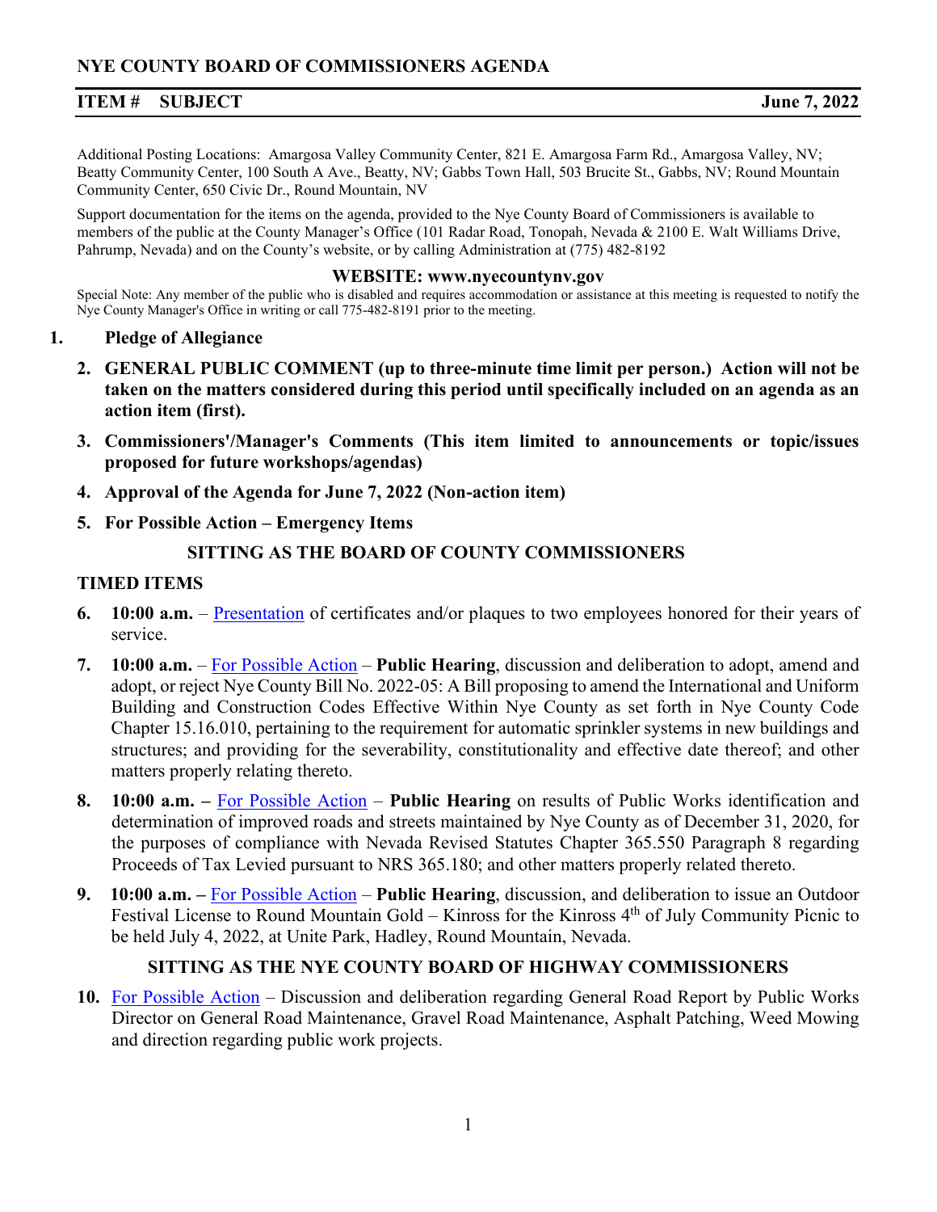# NYE COUNTY BOARD OF COMMISSIONERS AGENDA

**ITEM # SUBJECT** **June 7, 2022**

Additional Posting Locations: Amargosa Valley Community Center, 821 E. Amargosa Farm Rd., Amargosa Valley, NV; Beatty Community Center, 100 South A Ave., Beatty, NV; Gabbs Town Hall, 503 Brucite St., Gabbs, NV; Round Mountain Community Center, 650 Civic Dr., Round Mountain, NV

Support documentation for the items on the agenda, provided to the Nye County Board of Commissioners is available to members of the public at the County Manager's Office (101 Radar Road, Tonopah, Nevada & 2100 E. Walt Williams Drive, Pahrump, Nevada) and on the County's website, or by calling Administration at (775) 482-8192

**WEBSITE: www.nyecountynv.gov**

Special Note: Any member of the public who is disabled and requires accommodation or assistance at this meeting is requested to notify the Nye County Manager's Office in writing or call 775-482-8191 prior to the meeting.

1. **Pledge of Allegiance**
2. **GENERAL PUBLIC COMMENT (up to three-minute time limit per person.) Action will not be taken on the matters considered during this period until specifically included on an agenda as an action item (first).**
3. **Commissioners'/Manager's Comments (This item limited to announcements or topic/issues proposed for future workshops/agendas)**
4. **Approval of the Agenda for June 7, 2022 (Non-action item)**
5. **For Possible Action – Emergency Items**

## SITTING AS THE BOARD OF COUNTY COMMISSIONERS

### TIMED ITEMS

6. **10:00 a.m.** – Presentation of certificates and/or plaques to two employees honored for their years of service.
7. **10:00 a.m.** – For Possible Action – **Public Hearing**, discussion and deliberation to adopt, amend and adopt, or reject Nye County Bill No. 2022-05: A Bill proposing to amend the International and Uniform Building and Construction Codes Effective Within Nye County as set forth in Nye County Code Chapter 15.16.010, pertaining to the requirement for automatic sprinkler systems in new buildings and structures; and providing for the severability, constitutionality and effective date thereof; and other matters properly relating thereto.
8. **10:00 a.m. –** For Possible Action – **Public Hearing** on results of Public Works identification and determination of improved roads and streets maintained by Nye County as of December 31, 2020, for the purposes of compliance with Nevada Revised Statutes Chapter 365.550 Paragraph 8 regarding Proceeds of Tax Levied pursuant to NRS 365.180; and other matters properly related thereto.
9. **10:00 a.m. –** For Possible Action – **Public Hearing**, discussion, and deliberation to issue an Outdoor Festival License to Round Mountain Gold – Kinross for the Kinross 4th of July Community Picnic to be held July 4, 2022, at Unite Park, Hadley, Round Mountain, Nevada.

## SITTING AS THE NYE COUNTY BOARD OF HIGHWAY COMMISSIONERS

10. For Possible Action – Discussion and deliberation regarding General Road Report by Public Works Director on General Road Maintenance, Gravel Road Maintenance, Asphalt Patching, Weed Mowing and direction regarding public work projects.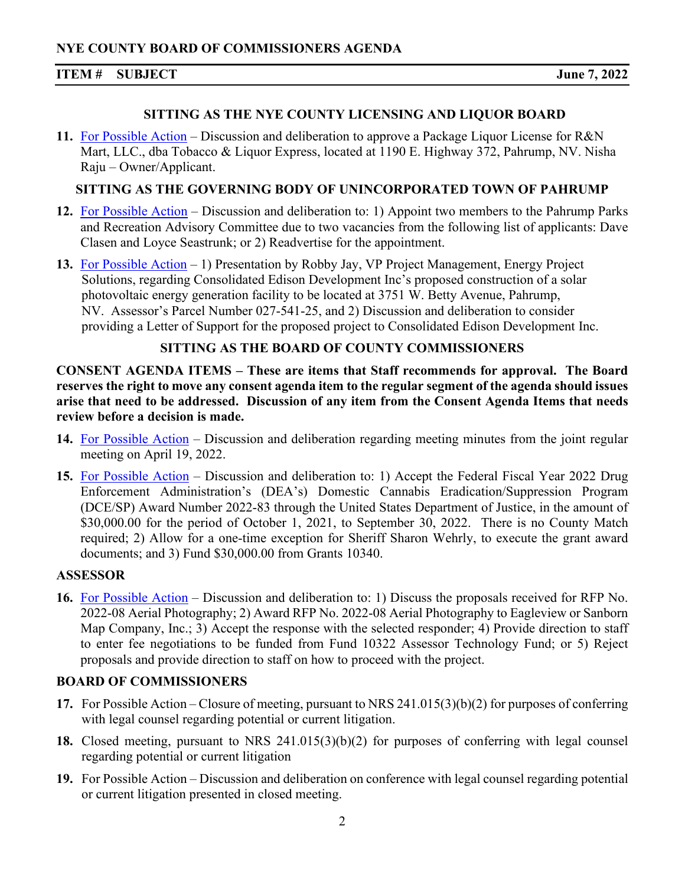**NYE COUNTY BOARD OF COMMISSIONERS AGENDA**

**ITEM # SUBJECT** **June 7, 2022**

**SITTING AS THE NYE COUNTY LICENSING AND LIQUOR BOARD**

**11.** For Possible Action – Discussion and deliberation to approve a Package Liquor License for R&N Mart, LLC., dba Tobacco & Liquor Express, located at 1190 E. Highway 372, Pahrump, NV. Nisha Raju – Owner/Applicant.

**SITTING AS THE GOVERNING BODY OF UNINCORPORATED TOWN OF PAHRUMP**

**12.** For Possible Action – Discussion and deliberation to: 1) Appoint two members to the Pahrump Parks and Recreation Advisory Committee due to two vacancies from the following list of applicants: Dave Clasen and Loyce Seastrunk; or 2) Readvertise for the appointment.

**13.** For Possible Action – 1) Presentation by Robby Jay, VP Project Management, Energy Project Solutions, regarding Consolidated Edison Development Inc's proposed construction of a solar photovoltaic energy generation facility to be located at 3751 W. Betty Avenue, Pahrump, NV. Assessor's Parcel Number 027-541-25, and 2) Discussion and deliberation to consider providing a Letter of Support for the proposed project to Consolidated Edison Development Inc.

**SITTING AS THE BOARD OF COUNTY COMMISSIONERS**

**CONSENT AGENDA ITEMS – These are items that Staff recommends for approval. The Board reserves the right to move any consent agenda item to the regular segment of the agenda should issues arise that need to be addressed. Discussion of any item from the Consent Agenda Items that needs review before a decision is made.**

**14.** For Possible Action – Discussion and deliberation regarding meeting minutes from the joint regular meeting on April 19, 2022.

**15.** For Possible Action – Discussion and deliberation to: 1) Accept the Federal Fiscal Year 2022 Drug Enforcement Administration's (DEA's) Domestic Cannabis Eradication/Suppression Program (DCE/SP) Award Number 2022-83 through the United States Department of Justice, in the amount of $30,000.00 for the period of October 1, 2021, to September 30, 2022. There is no County Match required; 2) Allow for a one-time exception for Sheriff Sharon Wehrly, to execute the grant award documents; and 3) Fund $30,000.00 from Grants 10340.

**ASSESSOR**

**16.** For Possible Action – Discussion and deliberation to: 1) Discuss the proposals received for RFP No. 2022-08 Aerial Photography; 2) Award RFP No. 2022-08 Aerial Photography to Eagleview or Sanborn Map Company, Inc.; 3) Accept the response with the selected responder; 4) Provide direction to staff to enter fee negotiations to be funded from Fund 10322 Assessor Technology Fund; or 5) Reject proposals and provide direction to staff on how to proceed with the project.

**BOARD OF COMMISSIONERS**

**17.** For Possible Action – Closure of meeting, pursuant to NRS 241.015(3)(b)(2) for purposes of conferring with legal counsel regarding potential or current litigation.

**18.** Closed meeting, pursuant to NRS 241.015(3)(b)(2) for purposes of conferring with legal counsel regarding potential or current litigation

**19.** For Possible Action – Discussion and deliberation on conference with legal counsel regarding potential or current litigation presented in closed meeting.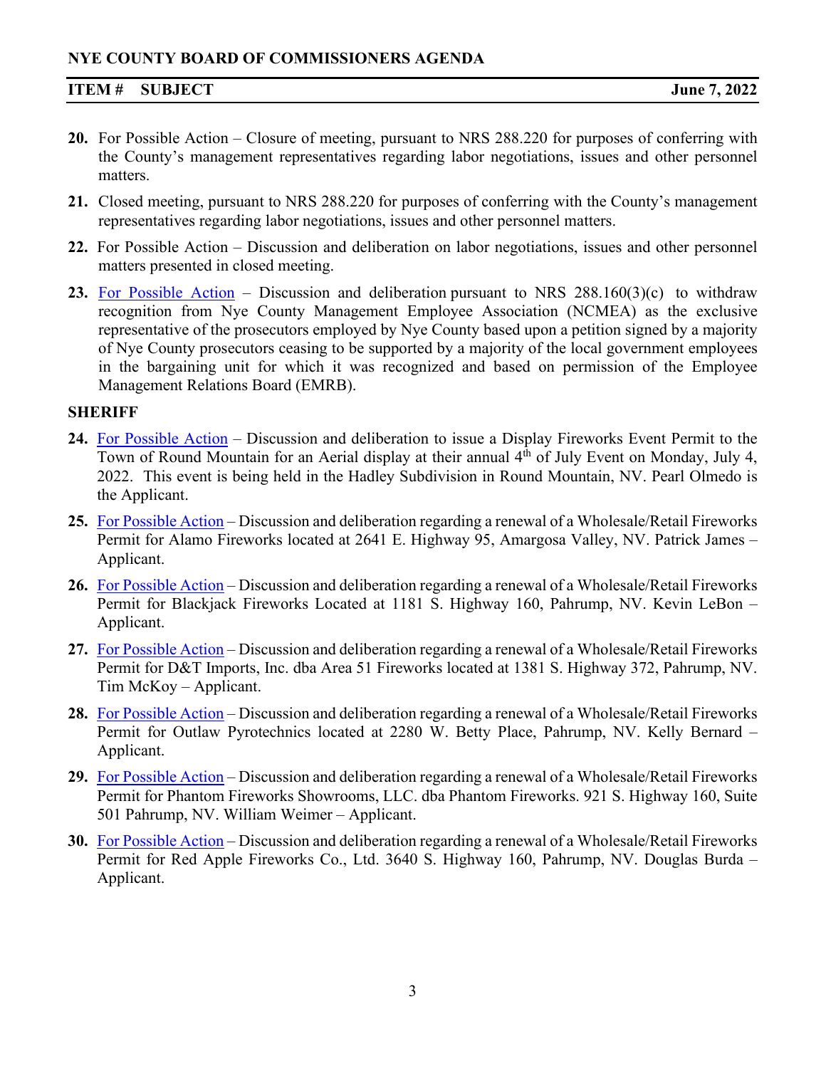**20.** For Possible Action – Closure of meeting, pursuant to NRS 288.220 for purposes of conferring with the County's management representatives regarding labor negotiations, issues and other personnel matters.

**21.** Closed meeting, pursuant to NRS 288.220 for purposes of conferring with the County's management representatives regarding labor negotiations, issues and other personnel matters.

**22.** For Possible Action – Discussion and deliberation on labor negotiations, issues and other personnel matters presented in closed meeting.

**23.** For Possible Action – Discussion and deliberation pursuant to NRS 288.160(3)(c) to withdraw recognition from Nye County Management Employee Association (NCMEA) as the exclusive representative of the prosecutors employed by Nye County based upon a petition signed by a majority of Nye County prosecutors ceasing to be supported by a majority of the local government employees in the bargaining unit for which it was recognized and based on permission of the Employee Management Relations Board (EMRB).

**SHERIFF**

**24.** For Possible Action – Discussion and deliberation to issue a Display Fireworks Event Permit to the Town of Round Mountain for an Aerial display at their annual 4th of July Event on Monday, July 4, 2022. This event is being held in the Hadley Subdivision in Round Mountain, NV. Pearl Olmedo is the Applicant.

**25.** For Possible Action – Discussion and deliberation regarding a renewal of a Wholesale/Retail Fireworks Permit for Alamo Fireworks located at 2641 E. Highway 95, Amargosa Valley, NV. Patrick James – Applicant.

**26.** For Possible Action – Discussion and deliberation regarding a renewal of a Wholesale/Retail Fireworks Permit for Blackjack Fireworks Located at 1181 S. Highway 160, Pahrump, NV. Kevin LeBon – Applicant.

**27.** For Possible Action – Discussion and deliberation regarding a renewal of a Wholesale/Retail Fireworks Permit for D&T Imports, Inc. dba Area 51 Fireworks located at 1381 S. Highway 372, Pahrump, NV. Tim McKoy – Applicant.

**28.** For Possible Action – Discussion and deliberation regarding a renewal of a Wholesale/Retail Fireworks Permit for Outlaw Pyrotechnics located at 2280 W. Betty Place, Pahrump, NV. Kelly Bernard – Applicant.

**29.** For Possible Action – Discussion and deliberation regarding a renewal of a Wholesale/Retail Fireworks Permit for Phantom Fireworks Showrooms, LLC. dba Phantom Fireworks. 921 S. Highway 160, Suite 501 Pahrump, NV. William Weimer – Applicant.

**30.** For Possible Action – Discussion and deliberation regarding a renewal of a Wholesale/Retail Fireworks Permit for Red Apple Fireworks Co., Ltd. 3640 S. Highway 160, Pahrump, NV. Douglas Burda – Applicant.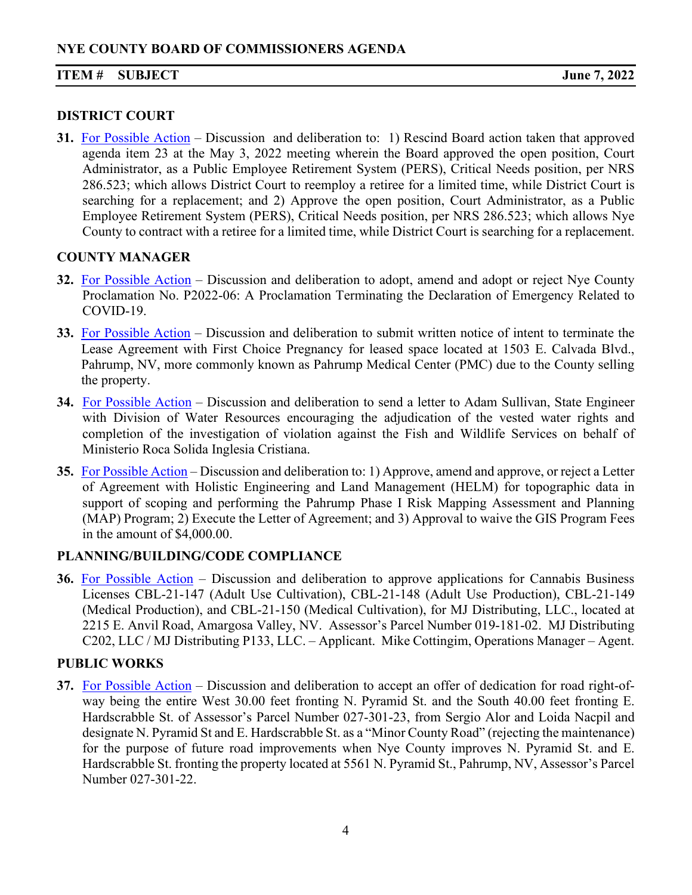**NYE COUNTY BOARD OF COMMISSIONERS AGENDA**

**ITEM # SUBJECT** **June 7, 2022**

## DISTRICT COURT

**31.** For Possible Action – Discussion and deliberation to: 1) Rescind Board action taken that approved agenda item 23 at the May 3, 2022 meeting wherein the Board approved the open position, Court Administrator, as a Public Employee Retirement System (PERS), Critical Needs position, per NRS 286.523; which allows District Court to reemploy a retiree for a limited time, while District Court is searching for a replacement; and 2) Approve the open position, Court Administrator, as a Public Employee Retirement System (PERS), Critical Needs position, per NRS 286.523; which allows Nye County to contract with a retiree for a limited time, while District Court is searching for a replacement.

## COUNTY MANAGER

**32.** For Possible Action – Discussion and deliberation to adopt, amend and adopt or reject Nye County Proclamation No. P2022-06: A Proclamation Terminating the Declaration of Emergency Related to COVID-19.

**33.** For Possible Action – Discussion and deliberation to submit written notice of intent to terminate the Lease Agreement with First Choice Pregnancy for leased space located at 1503 E. Calvada Blvd., Pahrump, NV, more commonly known as Pahrump Medical Center (PMC) due to the County selling the property.

**34.** For Possible Action – Discussion and deliberation to send a letter to Adam Sullivan, State Engineer with Division of Water Resources encouraging the adjudication of the vested water rights and completion of the investigation of violation against the Fish and Wildlife Services on behalf of Ministerio Roca Solida Inglesia Cristiana.

**35.** For Possible Action – Discussion and deliberation to: 1) Approve, amend and approve, or reject a Letter of Agreement with Holistic Engineering and Land Management (HELM) for topographic data in support of scoping and performing the Pahrump Phase I Risk Mapping Assessment and Planning (MAP) Program; 2) Execute the Letter of Agreement; and 3) Approval to waive the GIS Program Fees in the amount of $4,000.00.

## PLANNING/BUILDING/CODE COMPLIANCE

**36.** For Possible Action – Discussion and deliberation to approve applications for Cannabis Business Licenses CBL-21-147 (Adult Use Cultivation), CBL-21-148 (Adult Use Production), CBL-21-149 (Medical Production), and CBL-21-150 (Medical Cultivation), for MJ Distributing, LLC., located at 2215 E. Anvil Road, Amargosa Valley, NV. Assessor's Parcel Number 019-181-02. MJ Distributing C202, LLC / MJ Distributing P133, LLC. – Applicant. Mike Cottingim, Operations Manager – Agent.

## PUBLIC WORKS

**37.** For Possible Action – Discussion and deliberation to accept an offer of dedication for road right-of-way being the entire West 30.00 feet fronting N. Pyramid St. and the South 40.00 feet fronting E. Hardscrabble St. of Assessor's Parcel Number 027-301-23, from Sergio Alor and Loida Nacpil and designate N. Pyramid St and E. Hardscrabble St. as a "Minor County Road" (rejecting the maintenance) for the purpose of future road improvements when Nye County improves N. Pyramid St. and E. Hardscrabble St. fronting the property located at 5561 N. Pyramid St., Pahrump, NV, Assessor's Parcel Number 027-301-22.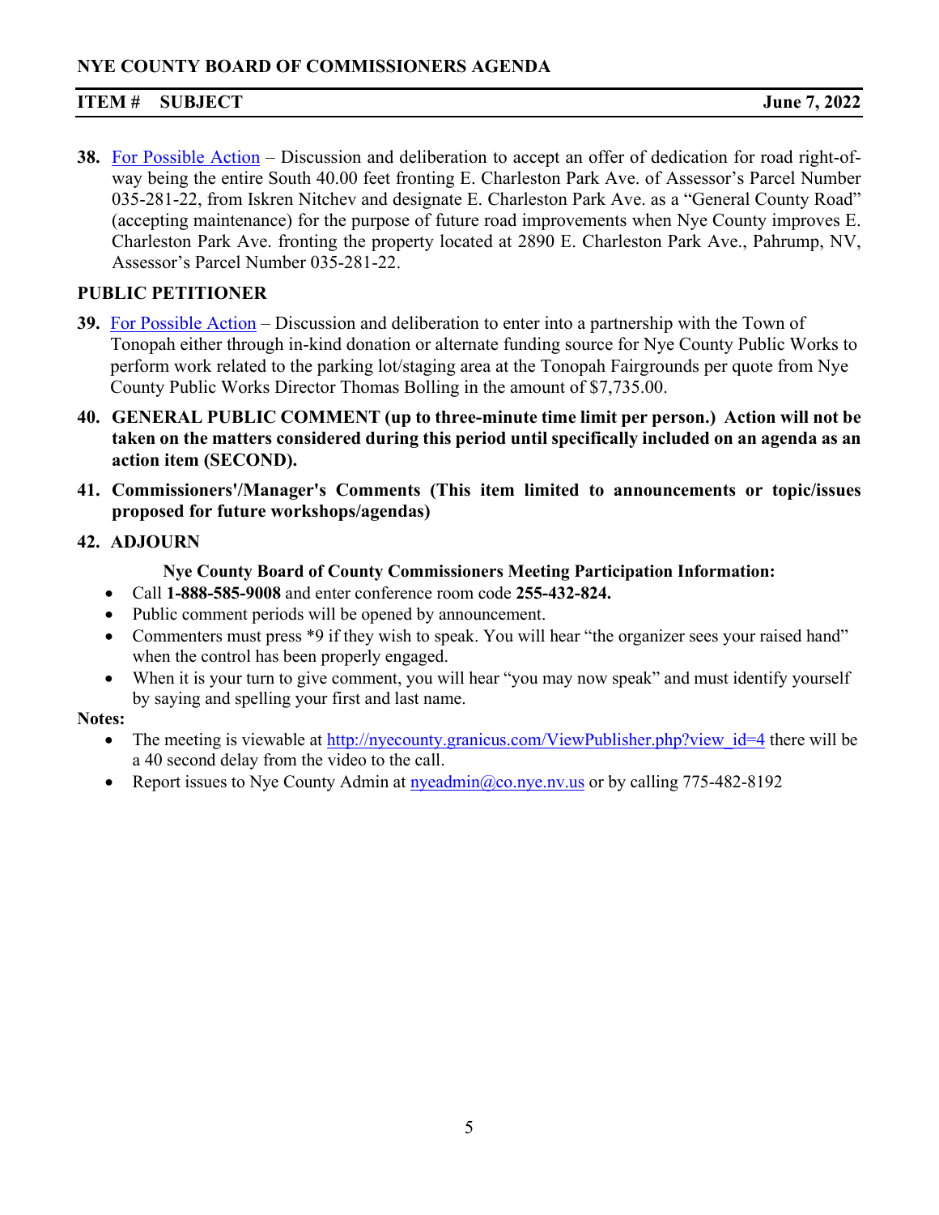**38.** For Possible Action – Discussion and deliberation to accept an offer of dedication for road right-of-way being the entire South 40.00 feet fronting E. Charleston Park Ave. of Assessor's Parcel Number 035-281-22, from Iskren Nitchev and designate E. Charleston Park Ave. as a "General County Road" (accepting maintenance) for the purpose of future road improvements when Nye County improves E. Charleston Park Ave. fronting the property located at 2890 E. Charleston Park Ave., Pahrump, NV, Assessor's Parcel Number 035-281-22.

**PUBLIC PETITIONER**

**39.** For Possible Action – Discussion and deliberation to enter into a partnership with the Town of Tonopah either through in-kind donation or alternate funding source for Nye County Public Works to perform work related to the parking lot/staging area at the Tonopah Fairgrounds per quote from Nye County Public Works Director Thomas Bolling in the amount of $7,735.00.

**40. GENERAL PUBLIC COMMENT (up to three-minute time limit per person.) Action will not be taken on the matters considered during this period until specifically included on an agenda as an action item (SECOND).**

**41. Commissioners'/Manager's Comments (This item limited to announcements or topic/issues proposed for future workshops/agendas)**

**42. ADJOURN**

**Nye County Board of County Commissioners Meeting Participation Information:**

- Call **1-888-585-9008** and enter conference room code **255-432-824.**
- Public comment periods will be opened by announcement.
- Commenters must press *9 if they wish to speak. You will hear "the organizer sees your raised hand" when the control has been properly engaged.
- When it is your turn to give comment, you will hear "you may now speak" and must identify yourself by saying and spelling your first and last name.

**Notes:**

- The meeting is viewable at http://nyecounty.granicus.com/ViewPublisher.php?view_id=4 there will be a 40 second delay from the video to the call.
- Report issues to Nye County Admin at nyeadmin@co.nye.nv.us or by calling 775-482-8192